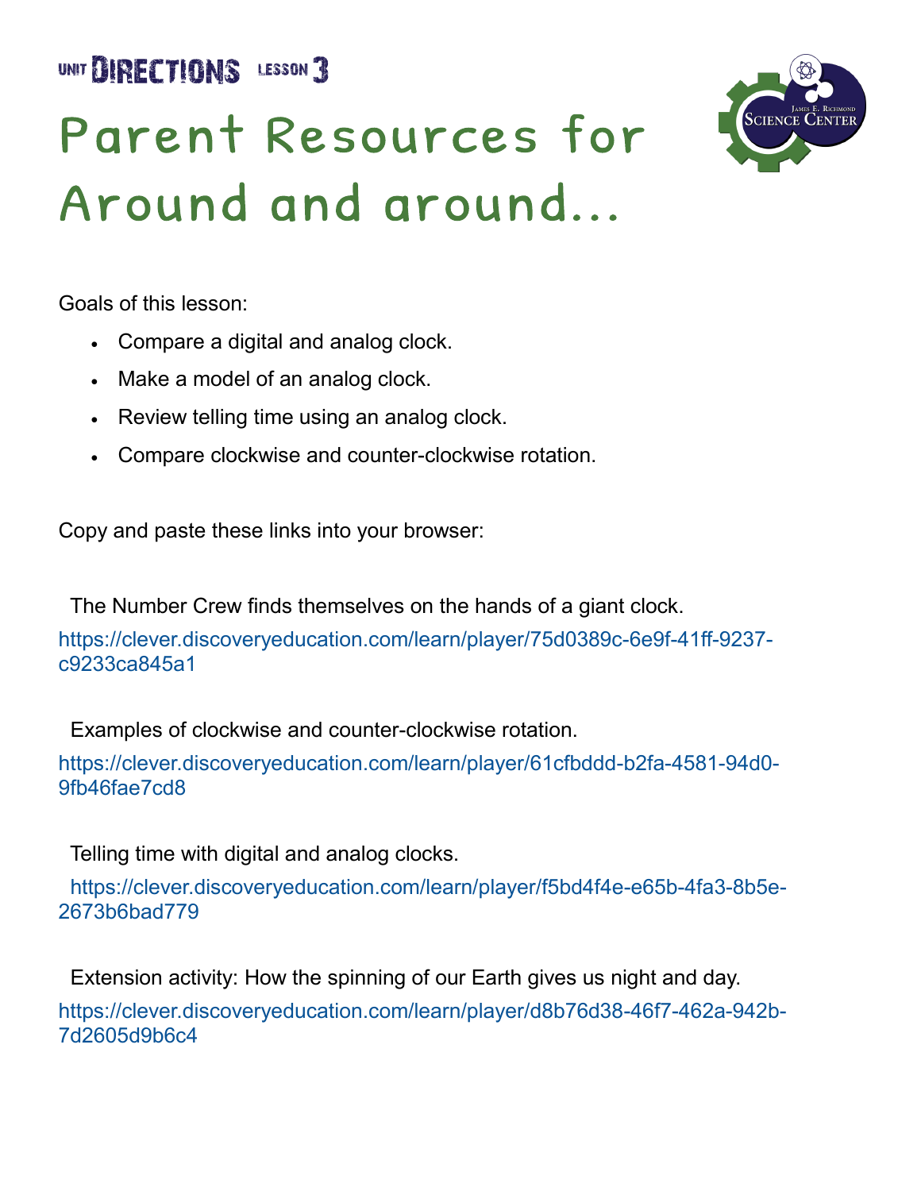UNIT DIRECTIONS LESSON 3

# Parent Resources for Around and around...

James E. Richmond Science Center

Goals of this lesson:

- Compare a digital and analog clock.
- Make a model of an analog clock.
- Review telling time using an analog clock.
- Compare clockwise and counter-clockwise rotation.

Copy and paste these links into your browser:

The Number Crew finds themselves on the hands of a giant clock.

https://clever.discoveryeducation.com/learn/player/75d0389c-6e9f-41ff-9237-c9233ca845a1

Examples of clockwise and counter-clockwise rotation.

https://clever.discoveryeducation.com/learn/player/61cfbddd-b2fa-4581-94d0-9fb46fae7cd8

Telling time with digital and analog clocks.

https://clever.discoveryeducation.com/learn/player/f5bd4f4e-e65b-4fa3-8b5e-2673b6bad779

Extension activity: How the spinning of our Earth gives us night and day.

https://clever.discoveryeducation.com/learn/player/d8b76d38-46f7-462a-942b-7d2605d9b6c4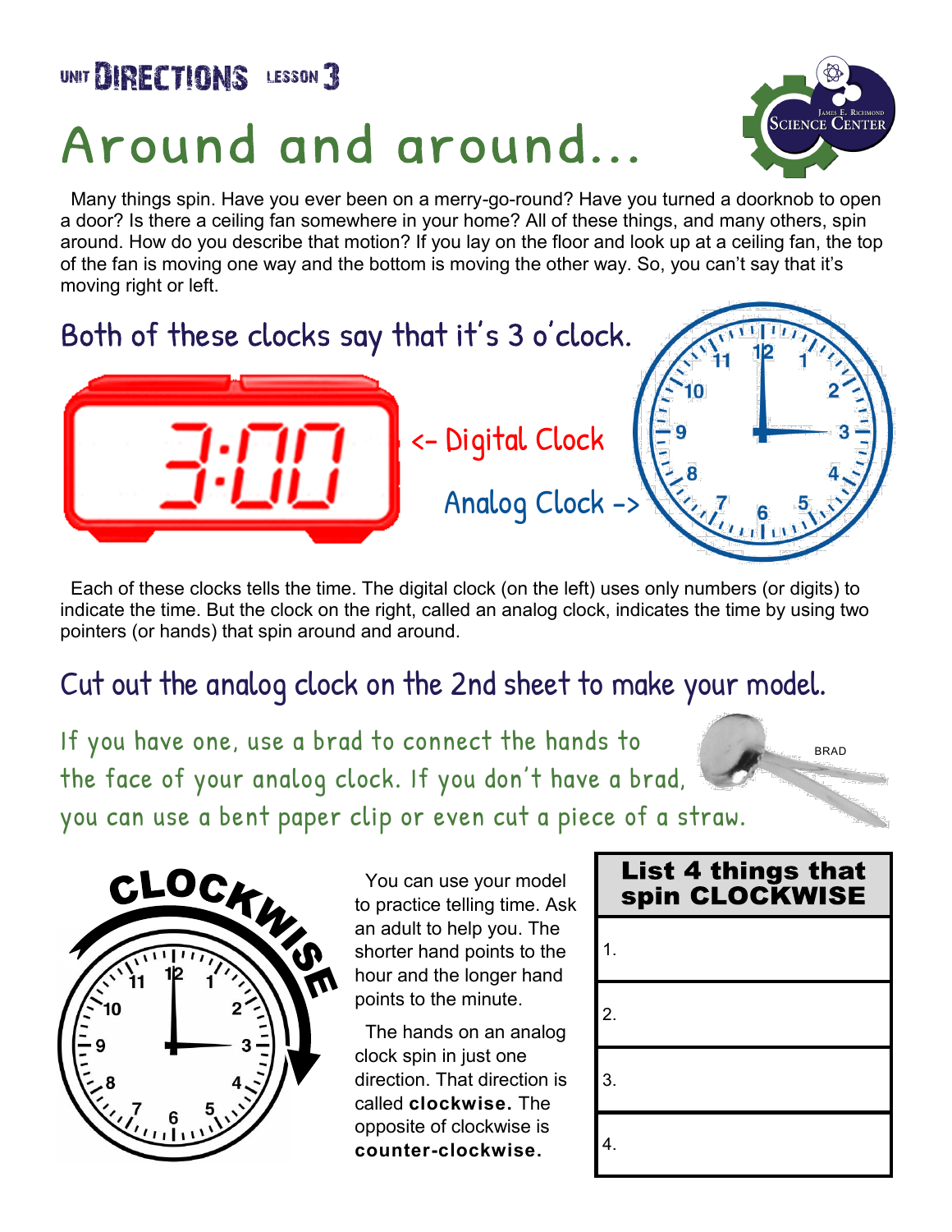UNIT **DIRECTIONS** LESSON **3**

# Around and around...

Many things spin. Have you ever been on a merry-go-round? Have you turned a doorknob to open a door? Is there a ceiling fan somewhere in your home? All of these things, and many others, spin around. How do you describe that motion? If you lay on the floor and look up at a ceiling fan, the top of the fan is moving one way and the bottom is moving the other way. So, you can't say that it's moving right or left.

## Both of these clocks say that it's 3 o'clock.

<- Digital Clock

Analog Clock ->

Each of these clocks tells the time. The digital clock (on the left) uses only numbers (or digits) to indicate the time. But the clock on the right, called an analog clock, indicates the time by using two pointers (or hands) that spin around and around.

## Cut out the analog clock on the 2nd sheet to make your model.

If you have one, use a brad to connect the hands to the face of your analog clock. If you don't have a brad, you can use a bent paper clip or even cut a piece of a straw.

BRAD

CLOCKWISE

You can use your model to practice telling time. Ask an adult to help you. The shorter hand points to the hour and the longer hand points to the minute.

The hands on an analog clock spin in just one direction. That direction is called **clockwise.** The opposite of clockwise is **counter-clockwise.**

| List 4 things that spin CLOCKWISE |
|---|
| 1. |
| 2. |
| 3. |
| 4. |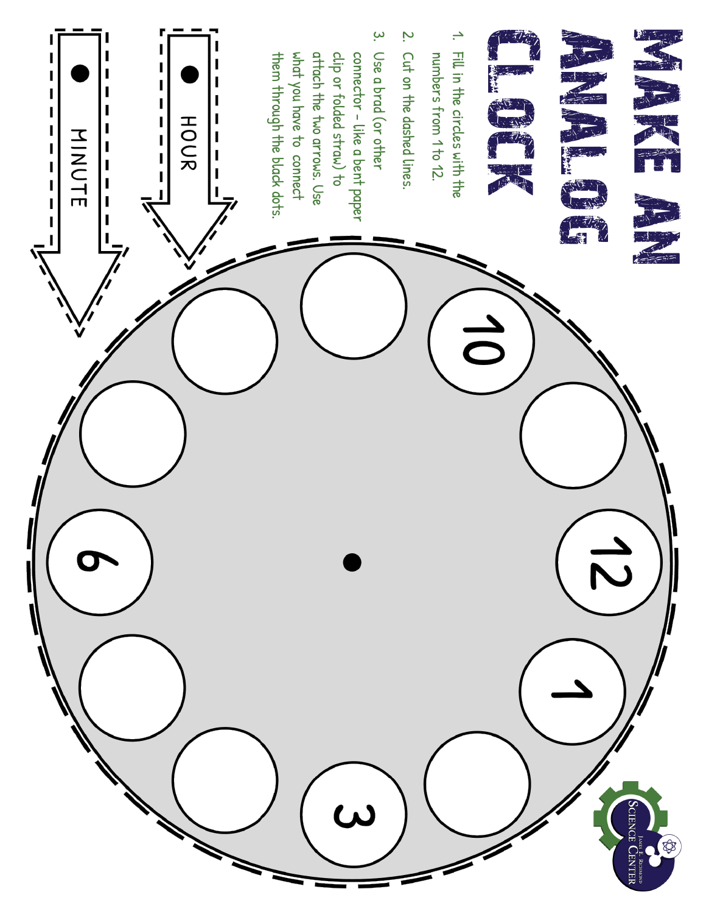# MAKE AN ANALOG CLOCK

1. Fill in the circles with the numbers from 1 to 12.
2. Cut on the dashed lines.
3. Use a brad (or other connector – like a bent paper clip or folded straw) to attach the two arrows. Use what you have to connect them through the black dots.

HOUR

MINUTE

12

1

3

6

10

James E. Richmond
Science Center